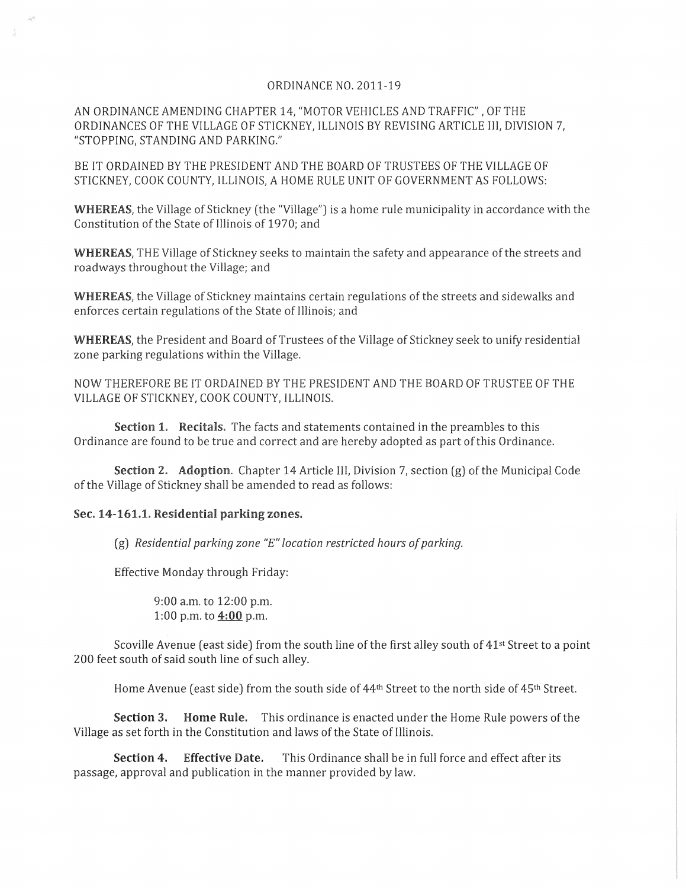ORDINANCE NO. 2011-19

AN ORDINANCE AMENDING CHAPTER 14, "MOTOR VEHICLES AND TRAFFIC" , OF THE ORDINANCES OF THE VILLAGE OF STICKNEY, ILLINOIS BY REVISING ARTICLE III, DIVISION 7, "STOPPING, STANDING AND PARKING."

BE IT ORDAINED BY THE PRESIDENT AND THE BOARD OF TRUSTEES OF THE VILLAGE OF STICKNEY, COOK COUNTY, ILLINOIS, A HOME RULE UNIT OF GOVERNMENT AS FOLLOWS:

**WHEREAS**, the Village of Stickney (the "Village") is a home rule municipality in accordance with the Constitution of the State of Illinois of 1970; and

**WHEREAS**, THE Village of Stickney seeks to maintain the safety and appearance of the streets and roadways throughout the Village; and

**WHEREAS**, the Village of Stickney maintains certain regulations of the streets and sidewalks and enforces certain regulations of the State of Illinois; and

**WHEREAS**, the President and Board of Trustees of the Village of Stickney seek to unify residential zone parking regulations within the Village.

NOW THEREFORE BE IT ORDAINED BY THE PRESIDENT AND THE BOARD OF TRUSTEE OF THE VILLAGE OF STICKNEY, COOK COUNTY, ILLINOIS.

**Section 1. Recitals.** The facts and statements contained in the preambles to this Ordinance are found to be true and correct and are hereby adopted as part of this Ordinance.

**Section 2. Adoption.** Chapter 14 Article III, Division 7, section (g) of the Municipal Code of the Village of Stickney shall be amended to read as follows:

**Sec. 14-161.1. Residential parking zones.**

(g) *Residential parking zone "E" location restricted hours of parking.*

Effective Monday through Friday:

9:00 a.m. to 12:00 p.m.
1:00 p.m. to **4:00** p.m.

Scoville Avenue (east side) from the south line of the first alley south of 41st Street to a point 200 feet south of said south line of such alley.

Home Avenue (east side) from the south side of 44th Street to the north side of 45th Street.

**Section 3. Home Rule.** This ordinance is enacted under the Home Rule powers of the Village as set forth in the Constitution and laws of the State of Illinois.

**Section 4. Effective Date.** This Ordinance shall be in full force and effect after its passage, approval and publication in the manner provided by law.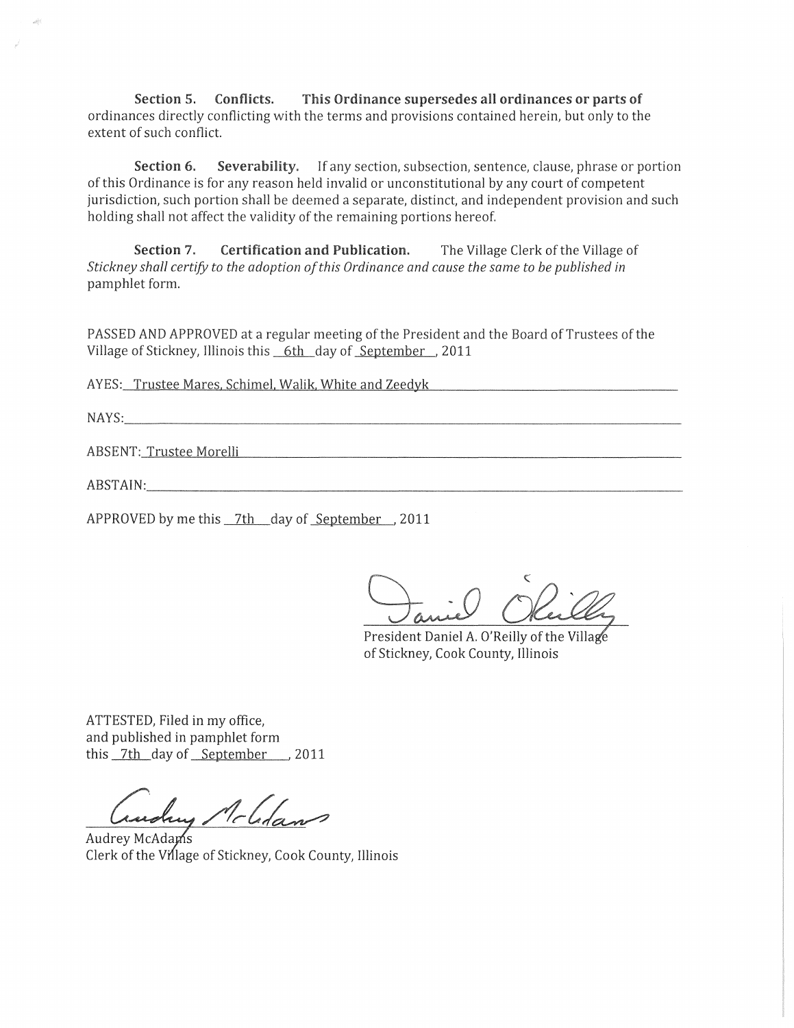**Section 5. Conflicts. This Ordinance supersedes all ordinances or parts of** ordinances directly conflicting with the terms and provisions contained herein, but only to the extent of such conflict.

**Section 6. Severability.** If any section, subsection, sentence, clause, phrase or portion of this Ordinance is for any reason held invalid or unconstitutional by any court of competent jurisdiction, such portion shall be deemed a separate, distinct, and independent provision and such holding shall not affect the validity of the remaining portions hereof.

**Section 7. Certification and Publication.** The Village Clerk of the Village of *Stickney shall certify to the adoption of this Ordinance and cause the same to be published in* pamphlet form.

PASSED AND APPROVED at a regular meeting of the President and the Board of Trustees of the Village of Stickney, Illinois this 6th day of September, 2011

AYES: Trustee Mares, Schimel, Walik, White and Zeedyk

NAYS: ______

ABSENT: Trustee Morelli

ABSTAIN: ______

APPROVED by me this 7th day of September, 2011

President Daniel A. O'Reilly of the Village of Stickney, Cook County, Illinois

ATTESTED, Filed in my office, and published in pamphlet form this 7th day of September, 2011

Audrey McAdams
Clerk of the Village of Stickney, Cook County, Illinois